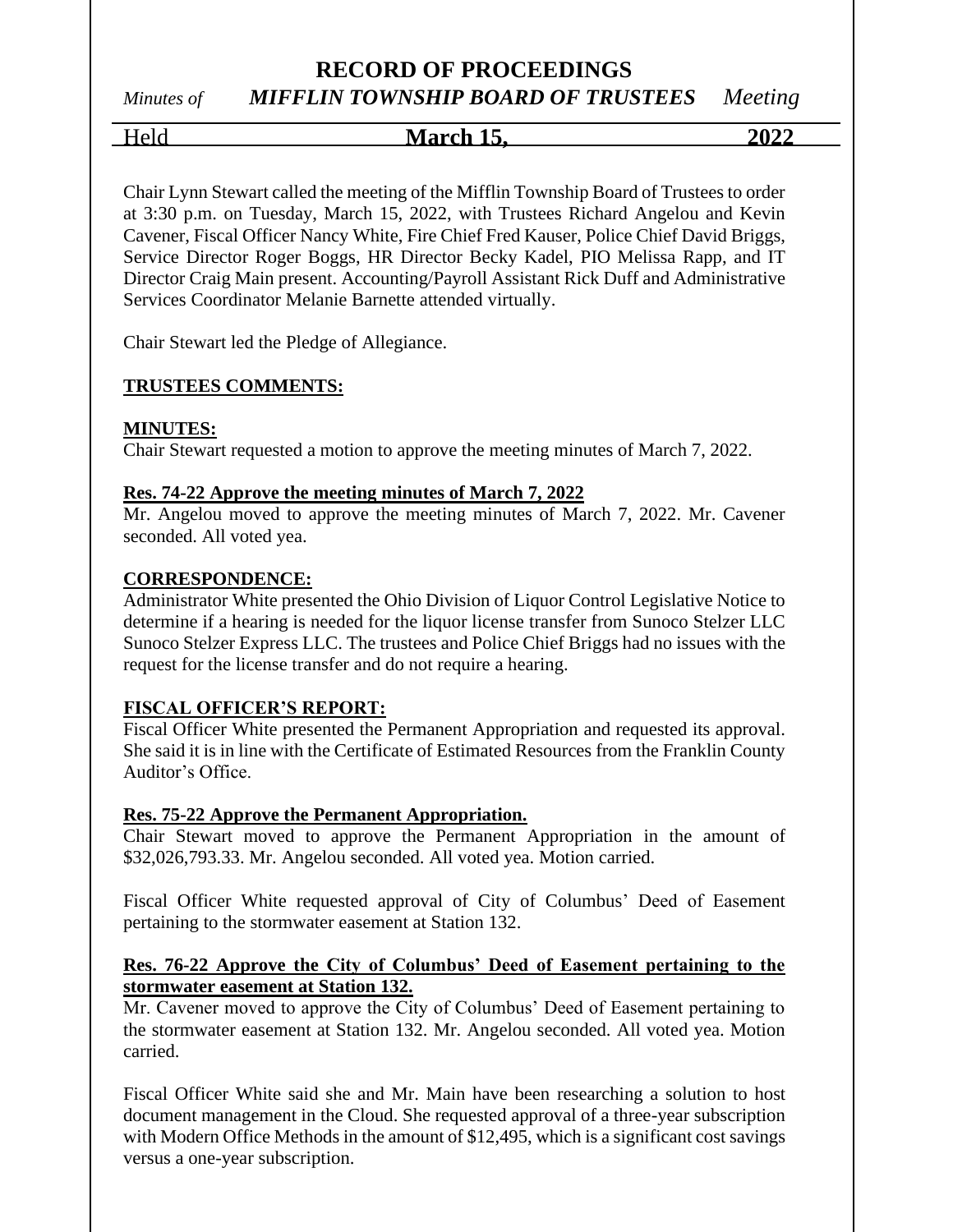# RECORD OF PROCEEDINGS

*Minutes of* ***MIFFLIN TOWNSHIP BOARD OF TRUSTEES*** *Meeting*

Held **March 15, 2022**

Chair Lynn Stewart called the meeting of the Mifflin Township Board of Trustees to order at 3:30 p.m. on Tuesday, March 15, 2022, with Trustees Richard Angelou and Kevin Cavener, Fiscal Officer Nancy White, Fire Chief Fred Kauser, Police Chief David Briggs, Service Director Roger Boggs, HR Director Becky Kadel, PIO Melissa Rapp, and IT Director Craig Main present. Accounting/Payroll Assistant Rick Duff and Administrative Services Coordinator Melanie Barnette attended virtually.

Chair Stewart led the Pledge of Allegiance.

**TRUSTEES COMMENTS:**

**MINUTES:**

Chair Stewart requested a motion to approve the meeting minutes of March 7, 2022.

**Res. 74-22 Approve the meeting minutes of March 7, 2022**

Mr. Angelou moved to approve the meeting minutes of March 7, 2022. Mr. Cavener seconded. All voted yea.

**CORRESPONDENCE:**

Administrator White presented the Ohio Division of Liquor Control Legislative Notice to determine if a hearing is needed for the liquor license transfer from Sunoco Stelzer LLC Sunoco Stelzer Express LLC. The trustees and Police Chief Briggs had no issues with the request for the license transfer and do not require a hearing.

**FISCAL OFFICER'S REPORT:**

Fiscal Officer White presented the Permanent Appropriation and requested its approval. She said it is in line with the Certificate of Estimated Resources from the Franklin County Auditor's Office.

**Res. 75-22 Approve the Permanent Appropriation.**

Chair Stewart moved to approve the Permanent Appropriation in the amount of $32,026,793.33. Mr. Angelou seconded. All voted yea. Motion carried.

Fiscal Officer White requested approval of City of Columbus' Deed of Easement pertaining to the stormwater easement at Station 132.

**Res. 76-22 Approve the City of Columbus' Deed of Easement pertaining to the stormwater easement at Station 132.**

Mr. Cavener moved to approve the City of Columbus' Deed of Easement pertaining to the stormwater easement at Station 132. Mr. Angelou seconded. All voted yea. Motion carried.

Fiscal Officer White said she and Mr. Main have been researching a solution to host document management in the Cloud. She requested approval of a three-year subscription with Modern Office Methods in the amount of $12,495, which is a significant cost savings versus a one-year subscription.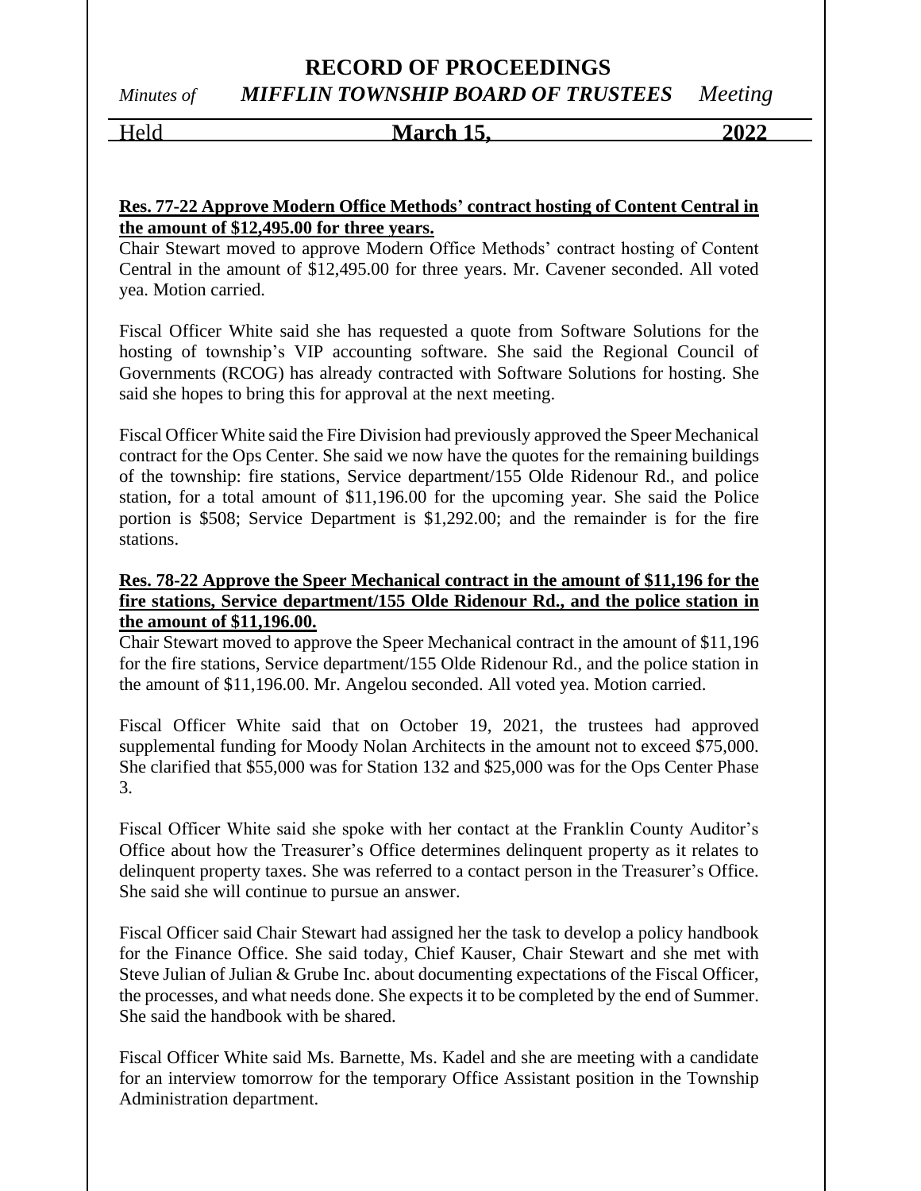**Res. 77-22 Approve Modern Office Methods' contract hosting of Content Central in the amount of $12,495.00 for three years.**

Chair Stewart moved to approve Modern Office Methods' contract hosting of Content Central in the amount of $12,495.00 for three years. Mr. Cavener seconded. All voted yea. Motion carried.

Fiscal Officer White said she has requested a quote from Software Solutions for the hosting of township's VIP accounting software. She said the Regional Council of Governments (RCOG) has already contracted with Software Solutions for hosting. She said she hopes to bring this for approval at the next meeting.

Fiscal Officer White said the Fire Division had previously approved the Speer Mechanical contract for the Ops Center. She said we now have the quotes for the remaining buildings of the township: fire stations, Service department/155 Olde Ridenour Rd., and police station, for a total amount of $11,196.00 for the upcoming year. She said the Police portion is $508; Service Department is $1,292.00; and the remainder is for the fire stations.

**Res. 78-22 Approve the Speer Mechanical contract in the amount of $11,196 for the fire stations, Service department/155 Olde Ridenour Rd., and the police station in the amount of $11,196.00.**

Chair Stewart moved to approve the Speer Mechanical contract in the amount of $11,196 for the fire stations, Service department/155 Olde Ridenour Rd., and the police station in the amount of $11,196.00. Mr. Angelou seconded. All voted yea. Motion carried.

Fiscal Officer White said that on October 19, 2021, the trustees had approved supplemental funding for Moody Nolan Architects in the amount not to exceed $75,000. She clarified that $55,000 was for Station 132 and $25,000 was for the Ops Center Phase 3.

Fiscal Officer White said she spoke with her contact at the Franklin County Auditor's Office about how the Treasurer's Office determines delinquent property as it relates to delinquent property taxes. She was referred to a contact person in the Treasurer's Office. She said she will continue to pursue an answer.

Fiscal Officer said Chair Stewart had assigned her the task to develop a policy handbook for the Finance Office. She said today, Chief Kauser, Chair Stewart and she met with Steve Julian of Julian & Grube Inc. about documenting expectations of the Fiscal Officer, the processes, and what needs done. She expects it to be completed by the end of Summer. She said the handbook with be shared.

Fiscal Officer White said Ms. Barnette, Ms. Kadel and she are meeting with a candidate for an interview tomorrow for the temporary Office Assistant position in the Township Administration department.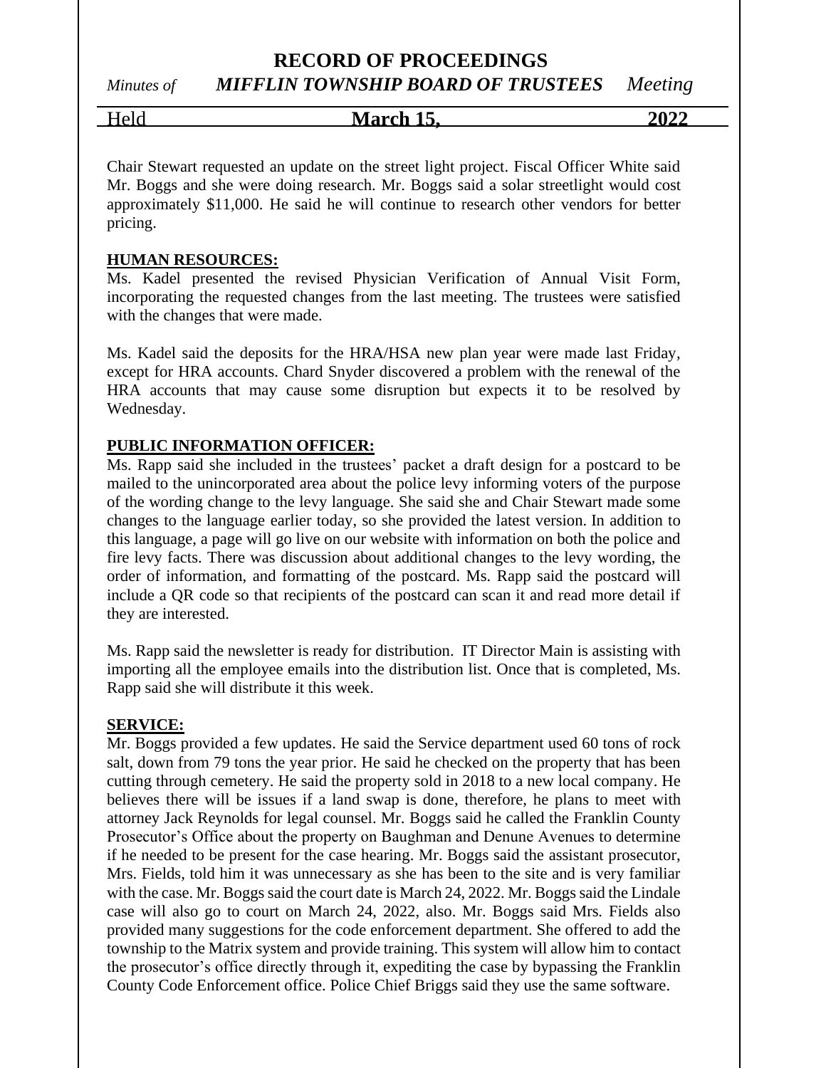Chair Stewart requested an update on the street light project. Fiscal Officer White said Mr. Boggs and she were doing research. Mr. Boggs said a solar streetlight would cost approximately $11,000. He said he will continue to research other vendors for better pricing.

**HUMAN RESOURCES:**

Ms. Kadel presented the revised Physician Verification of Annual Visit Form, incorporating the requested changes from the last meeting. The trustees were satisfied with the changes that were made.

Ms. Kadel said the deposits for the HRA/HSA new plan year were made last Friday, except for HRA accounts. Chard Snyder discovered a problem with the renewal of the HRA accounts that may cause some disruption but expects it to be resolved by Wednesday.

**PUBLIC INFORMATION OFFICER:**

Ms. Rapp said she included in the trustees' packet a draft design for a postcard to be mailed to the unincorporated area about the police levy informing voters of the purpose of the wording change to the levy language. She said she and Chair Stewart made some changes to the language earlier today, so she provided the latest version. In addition to this language, a page will go live on our website with information on both the police and fire levy facts. There was discussion about additional changes to the levy wording, the order of information, and formatting of the postcard. Ms. Rapp said the postcard will include a QR code so that recipients of the postcard can scan it and read more detail if they are interested.

Ms. Rapp said the newsletter is ready for distribution. IT Director Main is assisting with importing all the employee emails into the distribution list. Once that is completed, Ms. Rapp said she will distribute it this week.

**SERVICE:**

Mr. Boggs provided a few updates. He said the Service department used 60 tons of rock salt, down from 79 tons the year prior. He said he checked on the property that has been cutting through cemetery. He said the property sold in 2018 to a new local company. He believes there will be issues if a land swap is done, therefore, he plans to meet with attorney Jack Reynolds for legal counsel. Mr. Boggs said he called the Franklin County Prosecutor's Office about the property on Baughman and Denune Avenues to determine if he needed to be present for the case hearing. Mr. Boggs said the assistant prosecutor, Mrs. Fields, told him it was unnecessary as she has been to the site and is very familiar with the case. Mr. Boggs said the court date is March 24, 2022. Mr. Boggs said the Lindale case will also go to court on March 24, 2022, also. Mr. Boggs said Mrs. Fields also provided many suggestions for the code enforcement department. She offered to add the township to the Matrix system and provide training. This system will allow him to contact the prosecutor's office directly through it, expediting the case by bypassing the Franklin County Code Enforcement office. Police Chief Briggs said they use the same software.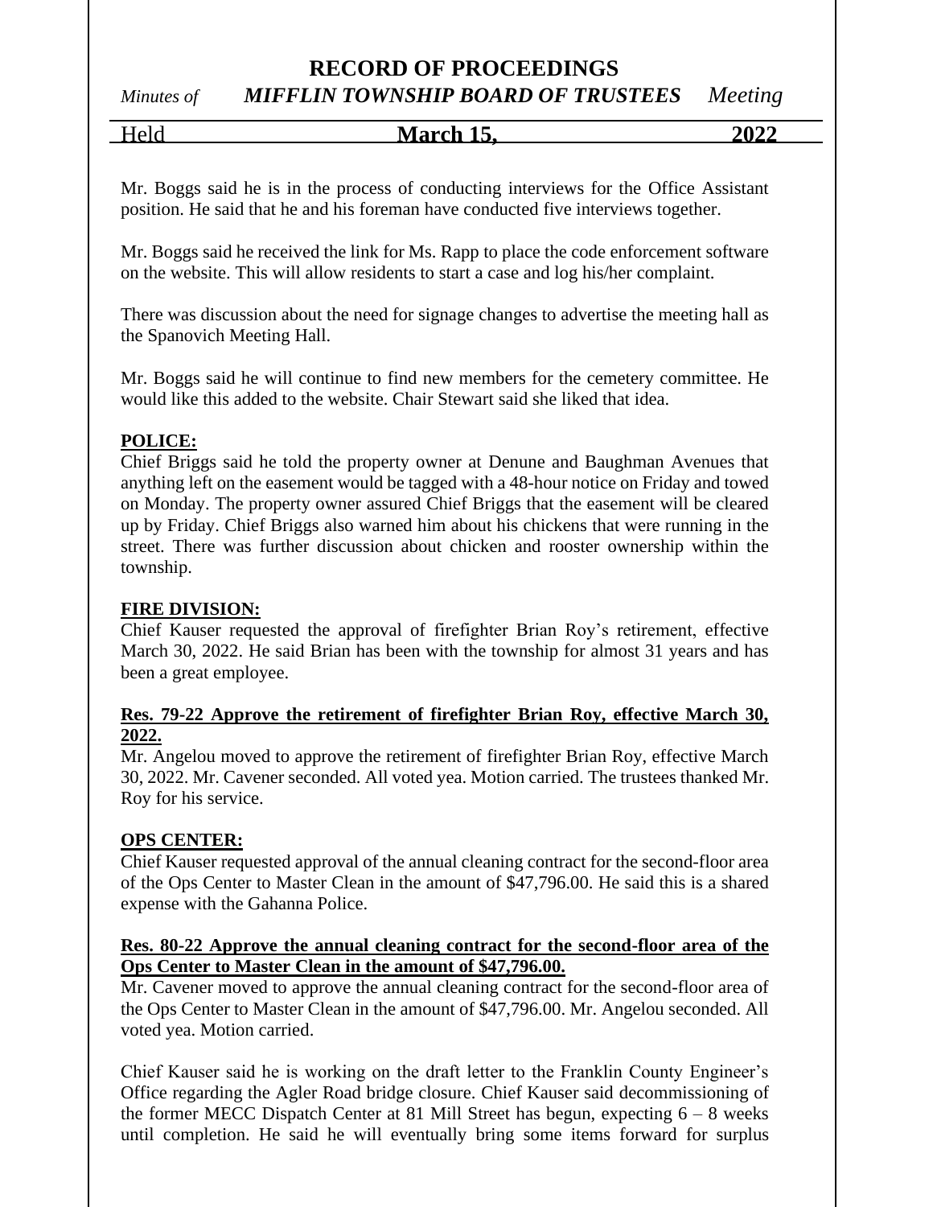Mr. Boggs said he is in the process of conducting interviews for the Office Assistant position. He said that he and his foreman have conducted five interviews together.

Mr. Boggs said he received the link for Ms. Rapp to place the code enforcement software on the website. This will allow residents to start a case and log his/her complaint.

There was discussion about the need for signage changes to advertise the meeting hall as the Spanovich Meeting Hall.

Mr. Boggs said he will continue to find new members for the cemetery committee. He would like this added to the website. Chair Stewart said she liked that idea.

**POLICE:**

Chief Briggs said he told the property owner at Denune and Baughman Avenues that anything left on the easement would be tagged with a 48-hour notice on Friday and towed on Monday. The property owner assured Chief Briggs that the easement will be cleared up by Friday. Chief Briggs also warned him about his chickens that were running in the street. There was further discussion about chicken and rooster ownership within the township.

**FIRE DIVISION:**

Chief Kauser requested the approval of firefighter Brian Roy's retirement, effective March 30, 2022. He said Brian has been with the township for almost 31 years and has been a great employee.

**Res. 79-22 Approve the retirement of firefighter Brian Roy, effective March 30, 2022.**

Mr. Angelou moved to approve the retirement of firefighter Brian Roy, effective March 30, 2022. Mr. Cavener seconded. All voted yea. Motion carried. The trustees thanked Mr. Roy for his service.

**OPS CENTER:**

Chief Kauser requested approval of the annual cleaning contract for the second-floor area of the Ops Center to Master Clean in the amount of $47,796.00. He said this is a shared expense with the Gahanna Police.

**Res. 80-22 Approve the annual cleaning contract for the second-floor area of the Ops Center to Master Clean in the amount of $47,796.00.**

Mr. Cavener moved to approve the annual cleaning contract for the second-floor area of the Ops Center to Master Clean in the amount of $47,796.00. Mr. Angelou seconded. All voted yea. Motion carried.

Chief Kauser said he is working on the draft letter to the Franklin County Engineer's Office regarding the Agler Road bridge closure. Chief Kauser said decommissioning of the former MECC Dispatch Center at 81 Mill Street has begun, expecting 6 – 8 weeks until completion. He said he will eventually bring some items forward for surplus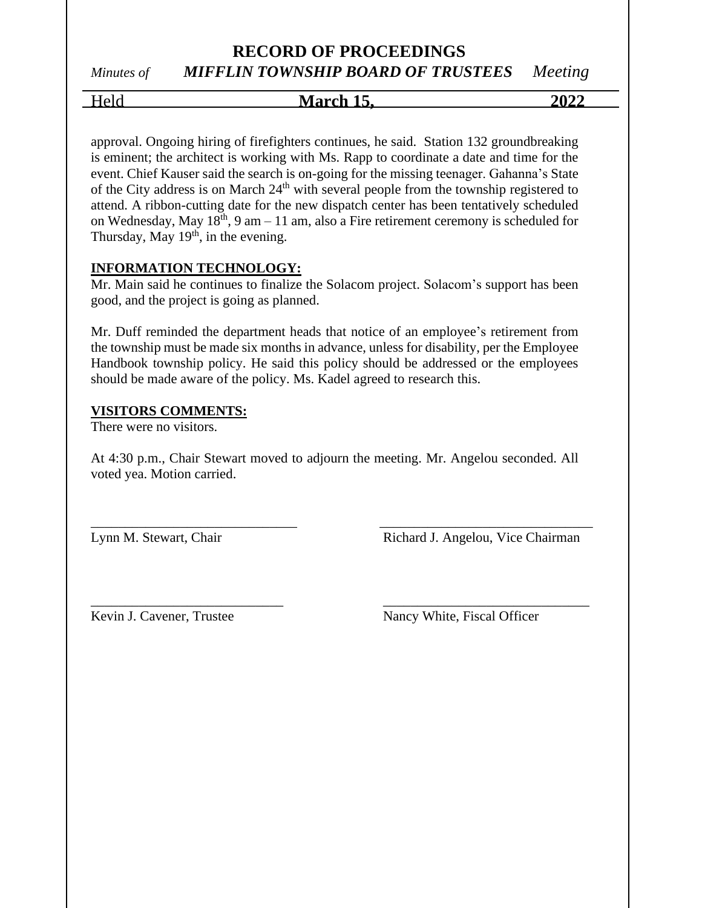approval. Ongoing hiring of firefighters continues, he said. Station 132 groundbreaking is eminent; the architect is working with Ms. Rapp to coordinate a date and time for the event. Chief Kauser said the search is on-going for the missing teenager. Gahanna's State of the City address is on March 24th with several people from the township registered to attend. A ribbon-cutting date for the new dispatch center has been tentatively scheduled on Wednesday, May 18th, 9 am – 11 am, also a Fire retirement ceremony is scheduled for Thursday, May 19th, in the evening.

**INFORMATION TECHNOLOGY:**

Mr. Main said he continues to finalize the Solacom project. Solacom's support has been good, and the project is going as planned.

Mr. Duff reminded the department heads that notice of an employee's retirement from the township must be made six months in advance, unless for disability, per the Employee Handbook township policy. He said this policy should be addressed or the employees should be made aware of the policy. Ms. Kadel agreed to research this.

**VISITORS COMMENTS:**

There were no visitors.

At 4:30 p.m., Chair Stewart moved to adjourn the meeting. Mr. Angelou seconded. All voted yea. Motion carried.

_____________________________ Lynn M. Stewart, Chair

_____________________________ Richard J. Angelou, Vice Chairman

_____________________________ Kevin J. Cavener, Trustee

_____________________________ Nancy White, Fiscal Officer